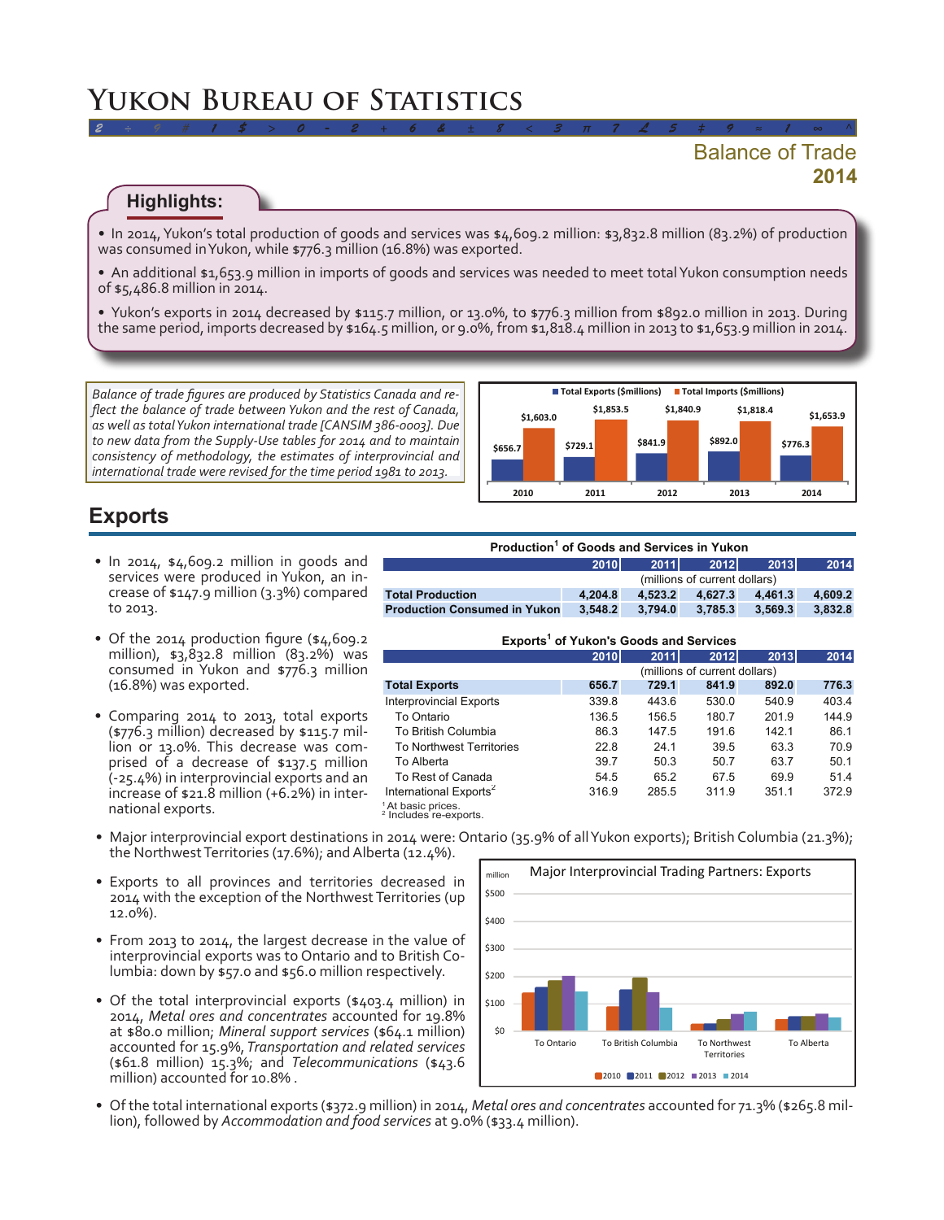# Yukon Bureau of Statistics

## Balance of Trade
**2014**

### Highlights:

- In 2014, Yukon's total production of goods and services was $4,609.2 million: $3,832.8 million (83.2%) of production was consumed in Yukon, while $776.3 million (16.8%) was exported.
- An additional $1,653.9 million in imports of goods and services was needed to meet total Yukon consumption needs of $5,486.8 million in 2014.
- Yukon's exports in 2014 decreased by $115.7 million, or 13.0%, to $776.3 million from $892.0 million in 2013. During the same period, imports decreased by $164.5 million, or 9.0%, from $1,818.4 million in 2013 to $1,653.9 million in 2014.

*Balance of trade figures are produced by Statistics Canada and reflect the balance of trade between Yukon and the rest of Canada, as well as total Yukon international trade [CANSIM 386-0003]. Due to new data from the Supply-Use tables for 2014 and to maintain consistency of methodology, the estimates of interprovincial and international trade were revised for the time period 1981 to 2013.*

| | 2010 | 2011 | 2012 | 2013 | 2014 |
|---|---|---|---|---|---|
| Total Exports ($millions) | $656.7 | $729.1 | $841.9 | $892.0 | $776.3 |
| Total Imports ($millions) | $1,603.0 | $1,853.5 | $1,840.9 | $1,818.4 | $1,653.9 |

## Exports

- In 2014, $4,609.2 million in goods and services were produced in Yukon, an increase of $147.9 million (3.3%) compared to 2013.
- Of the 2014 production figure ($4,609.2 million), $3,832.8 million (83.2%) was consumed in Yukon and $776.3 million (16.8%) was exported.
- Comparing 2014 to 2013, total exports ($776.3 million) decreased by $115.7 million or 13.0%. This decrease was comprised of a decrease of $137.5 million (-25.4%) in interprovincial exports and an increase of $21.8 million (+6.2%) in international exports.

**Production[1] of Goods and Services in Yukon**

| | 2010 | 2011 | 2012 | 2013 | 2014 |
|---|---|---|---|---|---|
| | (millions of current dollars) | | | | |
| **Total Production** | **4,204.8** | **4,523.2** | **4,627.3** | **4,461.3** | **4,609.2** |
| **Production Consumed in Yukon** | **3,548.2** | **3,794.0** | **3,785.3** | **3,569.3** | **3,832.8** |

**Exports[1] of Yukon's Goods and Services**

| | 2010 | 2011 | 2012 | 2013 | 2014 |
|---|---|---|---|---|---|
| | (millions of current dollars) | | | | |
| **Total Exports** | **656.7** | **729.1** | **841.9** | **892.0** | **776.3** |
| Interprovincial Exports | 339.8 | 443.6 | 530.0 | 540.9 | 403.4 |
| To Ontario | 136.5 | 156.5 | 180.7 | 201.9 | 144.9 |
| To British Columbia | 86.3 | 147.5 | 191.6 | 142.1 | 86.1 |
| To Northwest Territories | 22.8 | 24.1 | 39.5 | 63.3 | 70.9 |
| To Alberta | 39.7 | 50.3 | 50.7 | 63.7 | 50.1 |
| To Rest of Canada | 54.5 | 65.2 | 67.5 | 69.9 | 51.4 |
| International Exports[2] | 316.9 | 285.5 | 311.9 | 351.1 | 372.9 |

[1] At basic prices.
[2] Includes re-exports.

- Major interprovincial export destinations in 2014 were: Ontario (35.9% of all Yukon exports); British Columbia (21.3%); the Northwest Territories (17.6%); and Alberta (12.4%).
- Exports to all provinces and territories decreased in 2014 with the exception of the Northwest Territories (up 12.0%).
- From 2013 to 2014, the largest decrease in the value of interprovincial exports was to Ontario and to British Columbia: down by $57.0 and $56.0 million respectively.
- Of the total interprovincial exports ($403.4 million) in 2014, *Metal ores and concentrates* accounted for 19.8% at $80.0 million; *Mineral support services* ($64.1 million) accounted for 15.9%, *Transportation and related services* ($61.8 million) 15.3%; and *Telecommunications* ($43.6 million) accounted for 10.8% .

**Major Interprovincial Trading Partners: Exports** (million; 2010, 2011, 2012, 2013, 2014 — To Ontario, To British Columbia, To Northwest Territories, To Alberta)

- Of the total international exports ($372.9 million) in 2014, *Metal ores and concentrates* accounted for 71.3% ($265.8 million), followed by *Accommodation and food services* at 9.0% ($33.4 million).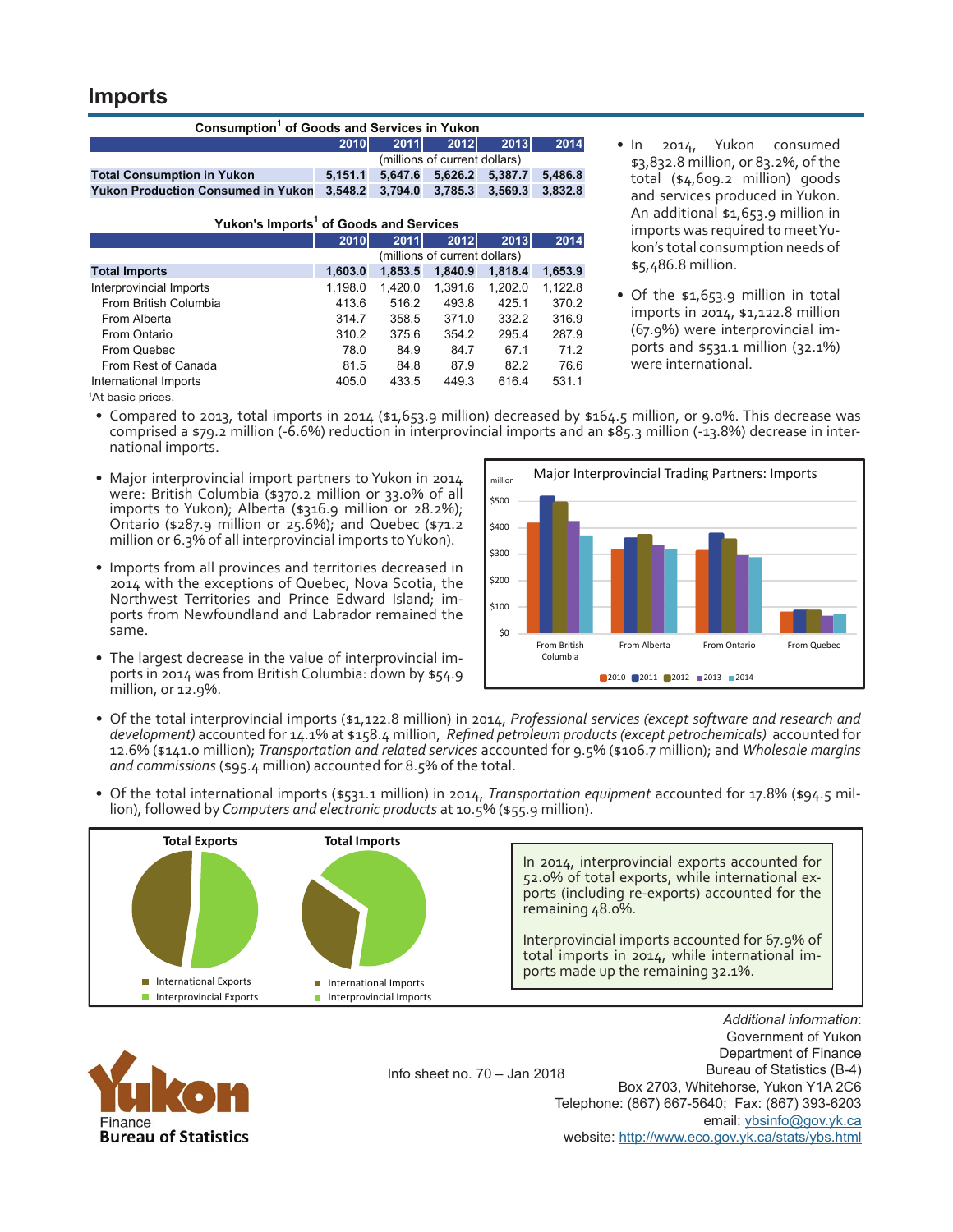## Imports

**Consumption[1] of Goods and Services in Yukon**

| | 2010 | 2011 | 2012 | 2013 | 2014 |
|---|---|---|---|---|---|
| | (millions of current dollars) | | | | |
| **Total Consumption in Yukon** | **5,151.1** | **5,647.6** | **5,626.2** | **5,387.7** | **5,486.8** |
| **Yukon Production Consumed in Yukon** | **3,548.2** | **3,794.0** | **3,785.3** | **3,569.3** | **3,832.8** |

**Yukon's Imports[1] of Goods and Services**

| | 2010 | 2011 | 2012 | 2013 | 2014 |
|---|---|---|---|---|---|
| | (millions of current dollars) | | | | |
| **Total Imports** | **1,603.0** | **1,853.5** | **1,840.9** | **1,818.4** | **1,653.9** |
| Interprovincial Imports | 1,198.0 | 1,420.0 | 1,391.6 | 1,202.0 | 1,122.8 |
| From British Columbia | 413.6 | 516.2 | 493.8 | 425.1 | 370.2 |
| From Alberta | 314.7 | 358.5 | 371.0 | 332.2 | 316.9 |
| From Ontario | 310.2 | 375.6 | 354.2 | 295.4 | 287.9 |
| From Quebec | 78.0 | 84.9 | 84.7 | 67.1 | 71.2 |
| From Rest of Canada | 81.5 | 84.8 | 87.9 | 82.2 | 76.6 |
| International Imports | 405.0 | 433.5 | 449.3 | 616.4 | 531.1 |

[1]At basic prices.

- In 2014, Yukon consumed $3,832.8 million, or 83.2%, of the total ($4,609.2 million) goods and services produced in Yukon. An additional $1,653.9 million in imports was required to meet Yukon's total consumption needs of $5,486.8 million.
- Of the $1,653.9 million in total imports in 2014, $1,122.8 million (67.9%) were interprovincial imports and $531.1 million (32.1%) were international.

- Compared to 2013, total imports in 2014 ($1,653.9 million) decreased by $164.5 million, or 9.0%. This decrease was comprised a $79.2 million (-6.6%) reduction in interprovincial imports and an $85.3 million (-13.8%) decrease in international imports.
- Major interprovincial import partners to Yukon in 2014 were: British Columbia ($370.2 million or 33.0% of all imports to Yukon); Alberta ($316.9 million or 28.2%); Ontario ($287.9 million or 25.6%); and Quebec ($71.2 million or 6.3% of all interprovincial imports to Yukon).
- Imports from all provinces and territories decreased in 2014 with the exceptions of Quebec, Nova Scotia, the Northwest Territories and Prince Edward Island; imports from Newfoundland and Labrador remained the same.
- The largest decrease in the value of interprovincial imports in 2014 was from British Columbia: down by $54.9 million, or 12.9%.

Major Interprovincial Trading Partners: Imports

million
$500
$400
$300
$200
$100
$0
From British Columbia
From Alberta
From Ontario
From Quebec
2010 2011 2012 2013 2014

- Of the total interprovincial imports ($1,122.8 million) in 2014, *Professional services (except software and research and development)* accounted for 14.1% at $158.4 million, *Refined petroleum products (except petrochemicals)* accounted for 12.6% ($141.0 million); *Transportation and related services* accounted for 9.5% ($106.7 million); and *Wholesale margins and commissions* ($95.4 million) accounted for 8.5% of the total.
- Of the total international imports ($531.1 million) in 2014, *Transportation equipment* accounted for 17.8% ($94.5 million), followed by *Computers and electronic products* at 10.5% ($55.9 million).

**Total Exports**

International Exports
Interprovincial Exports

**Total Imports**

International Imports
Interprovincial Imports

In 2014, interprovincial exports accounted for 52.0% of total exports, while international exports (including re-exports) accounted for the remaining 48.0%.

Interprovincial imports accounted for 67.9% of total imports in 2014, while international imports made up the remaining 32.1%.

Yukon
Finance
Bureau of Statistics

Info sheet no. 70 – Jan 2018

*Additional information*:
Government of Yukon
Department of Finance
Bureau of Statistics (B-4)
Box 2703, Whitehorse, Yukon Y1A 2C6
Telephone: (867) 667-5640; Fax: (867) 393-6203
email: ybsinfo@gov.yk.ca
website: http://www.eco.gov.yk.ca/stats/ybs.html